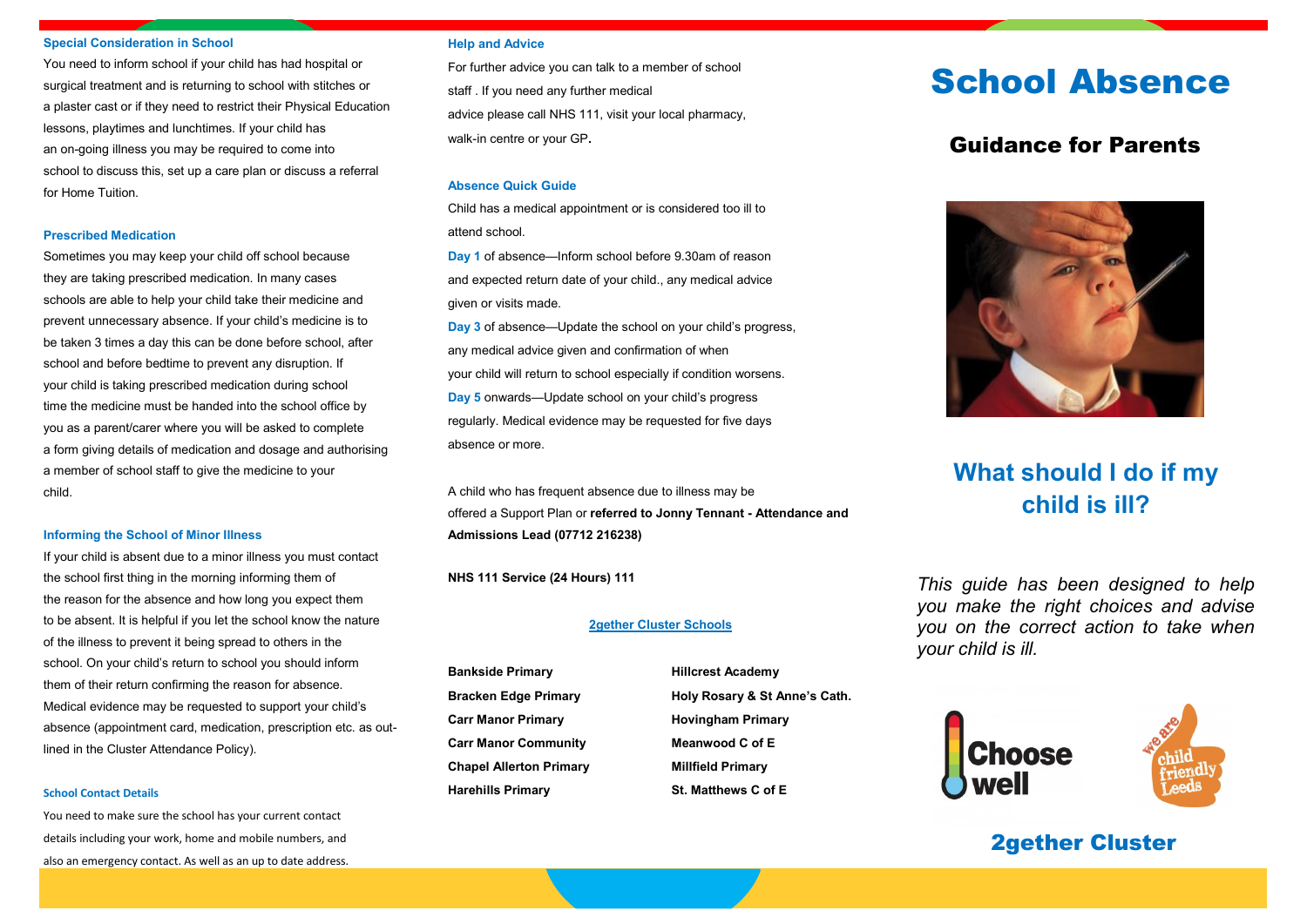# School Absence

## Guidance for Parents

## What should I do if my child is ill?

*This guide has been designed to help you make the right choices and advise you on the correct action to take when your child is ill.*

Choose well

we are child friendly Leeds

**2gether Cluster**

### Special Consideration in School

You need to inform school if your child has had hospital or surgical treatment and is returning to school with stitches or a plaster cast or if they need to restrict their Physical Education lessons, playtimes and lunchtimes. If your child has an on-going illness you may be required to come into school to discuss this, set up a care plan or discuss a referral for Home Tuition.

### Prescribed Medication

Sometimes you may keep your child off school because they are taking prescribed medication. In many cases schools are able to help your child take their medicine and prevent unnecessary absence. If your child's medicine is to be taken 3 times a day this can be done before school, after school and before bedtime to prevent any disruption. If your child is taking prescribed medication during school time the medicine must be handed into the school office by you as a parent/carer where you will be asked to complete a form giving details of medication and dosage and authorising a member of school staff to give the medicine to your child.

### Informing the School of Minor Illness

If your child is absent due to a minor illness you must contact the school first thing in the morning informing them of the reason for the absence and how long you expect them to be absent. It is helpful if you let the school know the nature of the illness to prevent it being spread to others in the school. On your child's return to school you should inform them of their return confirming the reason for absence. Medical evidence may be requested to support your child's absence (appointment card, medication, prescription etc. as outlined in the Cluster Attendance Policy).

### School Contact Details

You need to make sure the school has your current contact details including your work, home and mobile numbers, and also an emergency contact. As well as an up to date address.

### Help and Advice

For further advice you can talk to a member of school staff . If you need any further medical advice please call NHS 111, visit your local pharmacy, walk-in centre or your GP.

### Absence Quick Guide

Child has a medical appointment or is considered too ill to attend school.

**Day 1** of absence—Inform school before 9.30am of reason and expected return date of your child., any medical advice given or visits made.

**Day 3** of absence—Update the school on your child's progress, any medical advice given and confirmation of when your child will return to school especially if condition worsens.

**Day 5** onwards—Update school on your child's progress regularly. Medical evidence may be requested for five days absence or more.

A child who has frequent absence due to illness may be offered a Support Plan or **referred to Jonny Tennant - Attendance and Admissions Lead (07712 216238)**

**NHS 111 Service (24 Hours) 111**

### 2gether Cluster Schools

| | |
|---|---|
| **Bankside Primary** | **Hillcrest Academy** |
| **Bracken Edge Primary** | **Holy Rosary & St Anne's Cath.** |
| **Carr Manor Primary** | **Hovingham Primary** |
| **Carr Manor Community** | **Meanwood C of E** |
| **Chapel Allerton Primary** | **Millfield Primary** |
| **Harehills Primary** | **St. Matthews C of E** |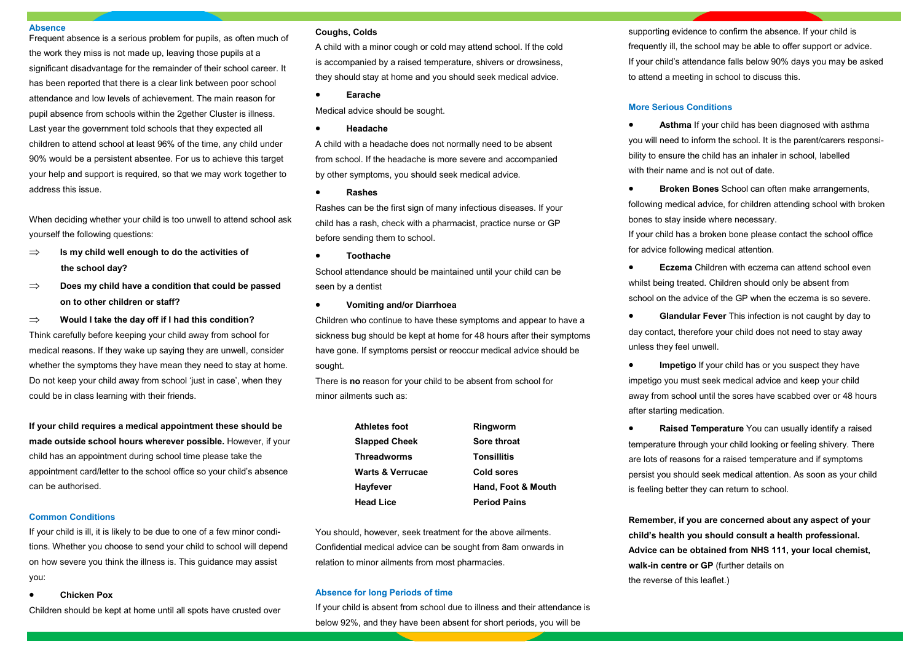### Absence

Frequent absence is a serious problem for pupils, as often much of the work they miss is not made up, leaving those pupils at a significant disadvantage for the remainder of their school career. It has been reported that there is a clear link between poor school attendance and low levels of achievement. The main reason for pupil absence from schools within the 2gether Cluster is illness. Last year the government told schools that they expected all children to attend school at least 96% of the time, any child under 90% would be a persistent absentee. For us to achieve this target your help and support is required, so that we may work together to address this issue.

When deciding whether your child is too unwell to attend school ask yourself the following questions:

⇒ **Is my child well enough to do the activities of the school day?**

⇒ **Does my child have a condition that could be passed on to other children or staff?**

⇒ **Would I take the day off if I had this condition?**

Think carefully before keeping your child away from school for medical reasons. If they wake up saying they are unwell, consider whether the symptoms they have mean they need to stay at home. Do not keep your child away from school 'just in case', when they could be in class learning with their friends.

**If your child requires a medical appointment these should be made outside school hours wherever possible.** However, if your child has an appointment during school time please take the appointment card/letter to the school office so your child's absence can be authorised.

### Common Conditions

If your child is ill, it is likely to be due to one of a few minor conditions. Whether you choose to send your child to school will depend on how severe you think the illness is. This guidance may assist you:

- **Chicken Pox**

Children should be kept at home until all spots have crusted over

**Coughs, Colds**

A child with a minor cough or cold may attend school. If the cold is accompanied by a raised temperature, shivers or drowsiness, they should stay at home and you should seek medical advice.

- **Earache**

Medical advice should be sought.

- **Headache**

A child with a headache does not normally need to be absent from school. If the headache is more severe and accompanied by other symptoms, you should seek medical advice.

- **Rashes**

Rashes can be the first sign of many infectious diseases. If your child has a rash, check with a pharmacist, practice nurse or GP before sending them to school.

- **Toothache**

School attendance should be maintained until your child can be seen by a dentist

- **Vomiting and/or Diarrhoea**

Children who continue to have these symptoms and appear to have a sickness bug should be kept at home for 48 hours after their symptoms have gone. If symptoms persist or reoccur medical advice should be sought.

There is **no** reason for your child to be absent from school for minor ailments such as:

| | |
|---|---|
| **Athletes foot** | **Ringworm** |
| **Slapped Cheek** | **Sore throat** |
| **Threadworms** | **Tonsillitis** |
| **Warts & Verrucae** | **Cold sores** |
| **Hayfever** | **Hand, Foot & Mouth** |
| **Head Lice** | **Period Pains** |

You should, however, seek treatment for the above ailments. Confidential medical advice can be sought from 8am onwards in relation to minor ailments from most pharmacies.

### Absence for long Periods of time

If your child is absent from school due to illness and their attendance is below 92%, and they have been absent for short periods, you will be supporting evidence to confirm the absence. If your child is frequently ill, the school may be able to offer support or advice. If your child's attendance falls below 90% days you may be asked to attend a meeting in school to discuss this.

### More Serious Conditions

- **Asthma** If your child has been diagnosed with asthma you will need to inform the school. It is the parent/carers responsibility to ensure the child has an inhaler in school, labelled with their name and is not out of date.

- **Broken Bones** School can often make arrangements, following medical advice, for children attending school with broken bones to stay inside where necessary.
If your child has a broken bone please contact the school office for advice following medical attention.

- **Eczema** Children with eczema can attend school even whilst being treated. Children should only be absent from school on the advice of the GP when the eczema is so severe.

- **Glandular Fever** This infection is not caught by day to day contact, therefore your child does not need to stay away unless they feel unwell.

- **Impetigo** If your child has or you suspect they have impetigo you must seek medical advice and keep your child away from school until the sores have scabbed over or 48 hours after starting medication.

- **Raised Temperature** You can usually identify a raised temperature through your child looking or feeling shivery. There are lots of reasons for a raised temperature and if symptoms persist you should seek medical attention. As soon as your child is feeling better they can return to school.

**Remember, if you are concerned about any aspect of your child's health you should consult a health professional. Advice can be obtained from NHS 111, your local chemist, walk-in centre or GP** (further details on the reverse of this leaflet.)